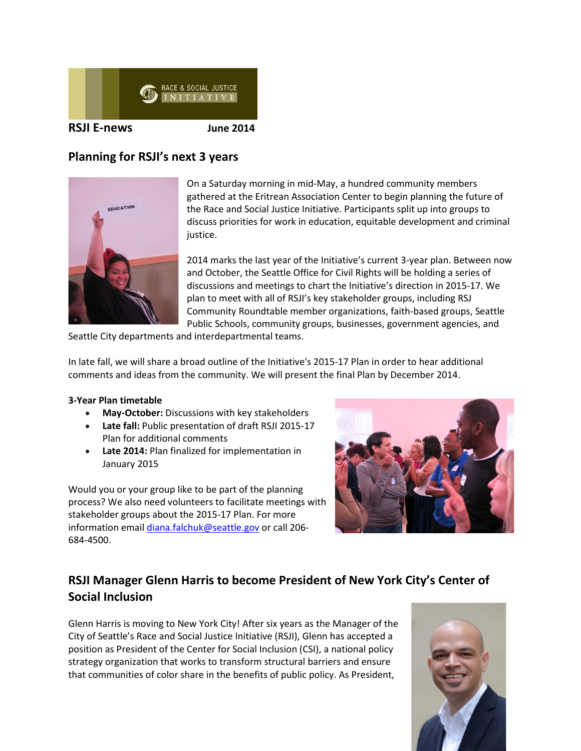RACE & SOCIAL JUSTICE INITIATIVE

**RSJI E-news** **June 2014**

## Planning for RSJI's next 3 years

On a Saturday morning in mid-May, a hundred community members gathered at the Eritrean Association Center to begin planning the future of the Race and Social Justice Initiative. Participants split up into groups to discuss priorities for work in education, equitable development and criminal justice.

2014 marks the last year of the Initiative's current 3-year plan. Between now and October, the Seattle Office for Civil Rights will be holding a series of discussions and meetings to chart the Initiative's direction in 2015-17. We plan to meet with all of RSJI's key stakeholder groups, including RSJ Community Roundtable member organizations, faith-based groups, Seattle Public Schools, community groups, businesses, government agencies, and Seattle City departments and interdepartmental teams.

In late fall, we will share a broad outline of the Initiative's 2015-17 Plan in order to hear additional comments and ideas from the community. We will present the final Plan by December 2014.

**3-Year Plan timetable**

- **May-October:** Discussions with key stakeholders
- **Late fall:** Public presentation of draft RSJI 2015-17 Plan for additional comments
- **Late 2014:** Plan finalized for implementation in January 2015

Would you or your group like to be part of the planning process? We also need volunteers to facilitate meetings with stakeholder groups about the 2015-17 Plan. For more information email diana.falchuk@seattle.gov or call 206-684-4500.

## RSJI Manager Glenn Harris to become President of New York City's Center of Social Inclusion

Glenn Harris is moving to New York City! After six years as the Manager of the City of Seattle's Race and Social Justice Initiative (RSJI), Glenn has accepted a position as President of the Center for Social Inclusion (CSI), a national policy strategy organization that works to transform structural barriers and ensure that communities of color share in the benefits of public policy. As President,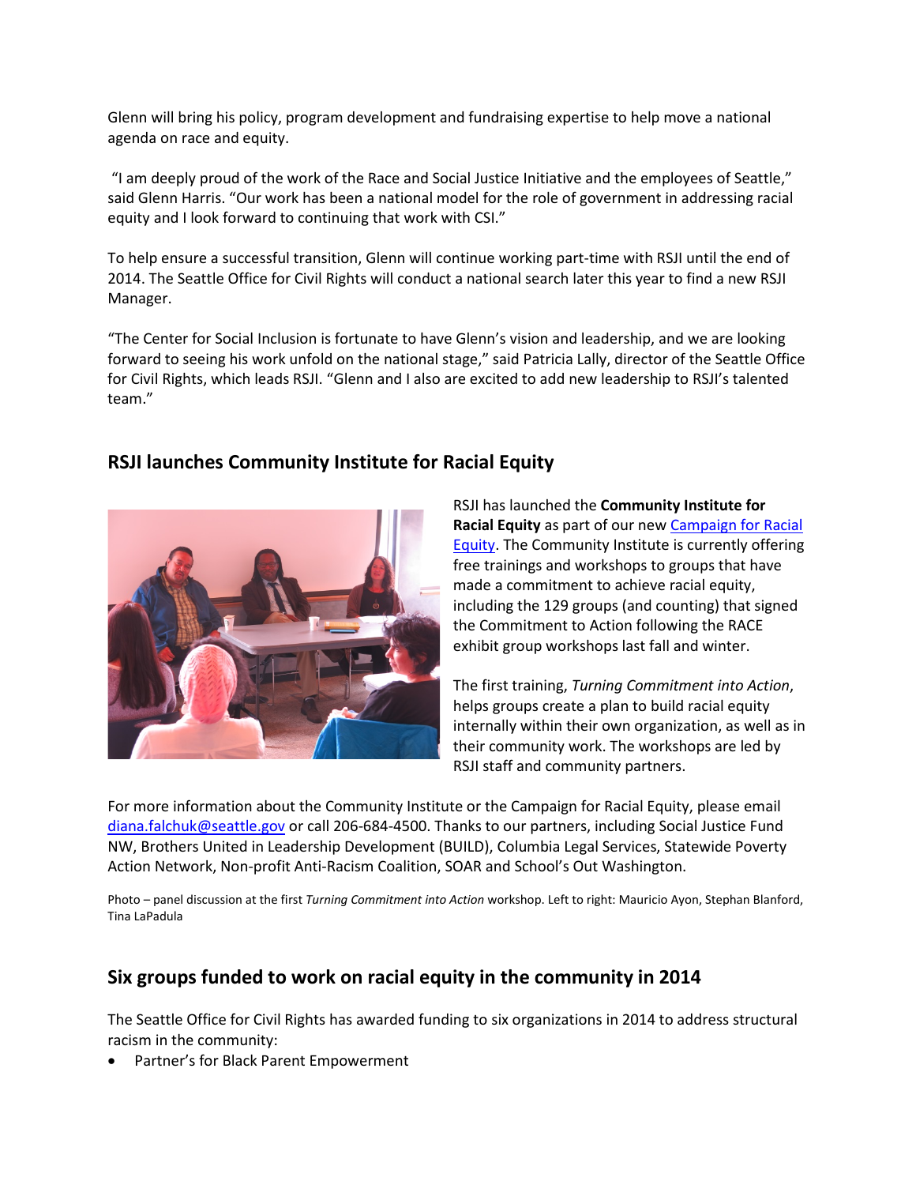Glenn will bring his policy, program development and fundraising expertise to help move a national agenda on race and equity.

"I am deeply proud of the work of the Race and Social Justice Initiative and the employees of Seattle," said Glenn Harris. "Our work has been a national model for the role of government in addressing racial equity and I look forward to continuing that work with CSI."

To help ensure a successful transition, Glenn will continue working part-time with RSJI until the end of 2014. The Seattle Office for Civil Rights will conduct a national search later this year to find a new RSJI Manager.

"The Center for Social Inclusion is fortunate to have Glenn's vision and leadership, and we are looking forward to seeing his work unfold on the national stage," said Patricia Lally, director of the Seattle Office for Civil Rights, which leads RSJI. "Glenn and I also are excited to add new leadership to RSJI's talented team."

## RSJI launches Community Institute for Racial Equity

RSJI has launched the **Community Institute for Racial Equity** as part of our new [Campaign for Racial Equity](). The Community Institute is currently offering free trainings and workshops to groups that have made a commitment to achieve racial equity, including the 129 groups (and counting) that signed the Commitment to Action following the RACE exhibit group workshops last fall and winter.

The first training, *Turning Commitment into Action*, helps groups create a plan to build racial equity internally within their own organization, as well as in their community work. The workshops are led by RSJI staff and community partners.

For more information about the Community Institute or the Campaign for Racial Equity, please email [diana.falchuk@seattle.gov]() or call 206-684-4500. Thanks to our partners, including Social Justice Fund NW, Brothers United in Leadership Development (BUILD), Columbia Legal Services, Statewide Poverty Action Network, Non-profit Anti-Racism Coalition, SOAR and School's Out Washington.

Photo – panel discussion at the first *Turning Commitment into Action* workshop. Left to right: Mauricio Ayon, Stephan Blanford, Tina LaPadula

## Six groups funded to work on racial equity in the community in 2014

The Seattle Office for Civil Rights has awarded funding to six organizations in 2014 to address structural racism in the community:

- Partner's for Black Parent Empowerment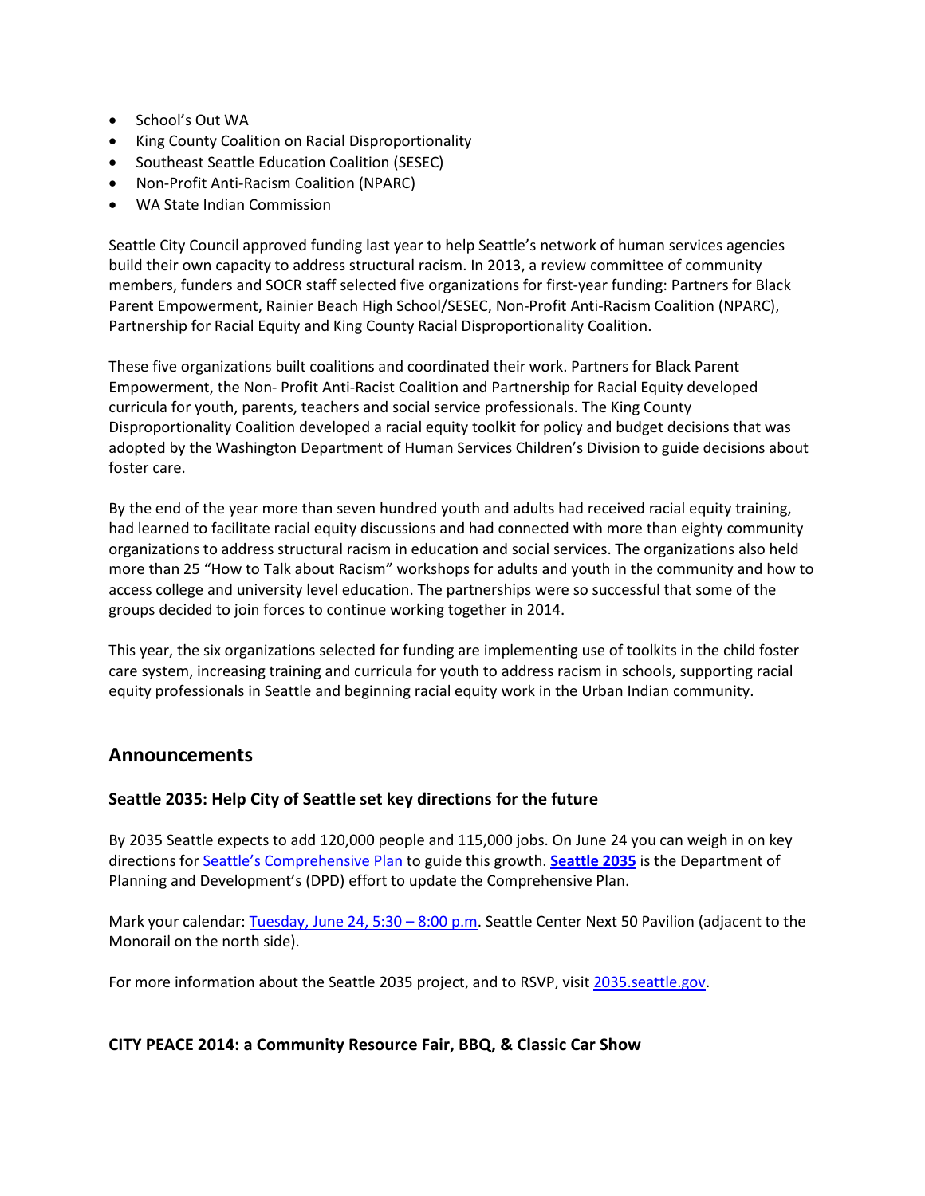- School's Out WA
- King County Coalition on Racial Disproportionality
- Southeast Seattle Education Coalition (SESEC)
- Non-Profit Anti-Racism Coalition (NPARC)
- WA State Indian Commission

Seattle City Council approved funding last year to help Seattle's network of human services agencies build their own capacity to address structural racism. In 2013, a review committee of community members, funders and SOCR staff selected five organizations for first-year funding: Partners for Black Parent Empowerment, Rainier Beach High School/SESEC, Non-Profit Anti-Racism Coalition (NPARC), Partnership for Racial Equity and King County Racial Disproportionality Coalition.

These five organizations built coalitions and coordinated their work. Partners for Black Parent Empowerment, the Non- Profit Anti-Racist Coalition and Partnership for Racial Equity developed curricula for youth, parents, teachers and social service professionals. The King County Disproportionality Coalition developed a racial equity toolkit for policy and budget decisions that was adopted by the Washington Department of Human Services Children's Division to guide decisions about foster care.

By the end of the year more than seven hundred youth and adults had received racial equity training, had learned to facilitate racial equity discussions and had connected with more than eighty community organizations to address structural racism in education and social services. The organizations also held more than 25 "How to Talk about Racism" workshops for adults and youth in the community and how to access college and university level education. The partnerships were so successful that some of the groups decided to join forces to continue working together in 2014.

This year, the six organizations selected for funding are implementing use of toolkits in the child foster care system, increasing training and curricula for youth to address racism in schools, supporting racial equity professionals in Seattle and beginning racial equity work in the Urban Indian community.

## Announcements

### Seattle 2035: Help City of Seattle set key directions for the future

By 2035 Seattle expects to add 120,000 people and 115,000 jobs. On June 24 you can weigh in on key directions for Seattle's Comprehensive Plan to guide this growth. **Seattle 2035** is the Department of Planning and Development's (DPD) effort to update the Comprehensive Plan.

Mark your calendar: Tuesday, June 24, 5:30 – 8:00 p.m. Seattle Center Next 50 Pavilion (adjacent to the Monorail on the north side).

For more information about the Seattle 2035 project, and to RSVP, visit 2035.seattle.gov.

### CITY PEACE 2014: a Community Resource Fair, BBQ, & Classic Car Show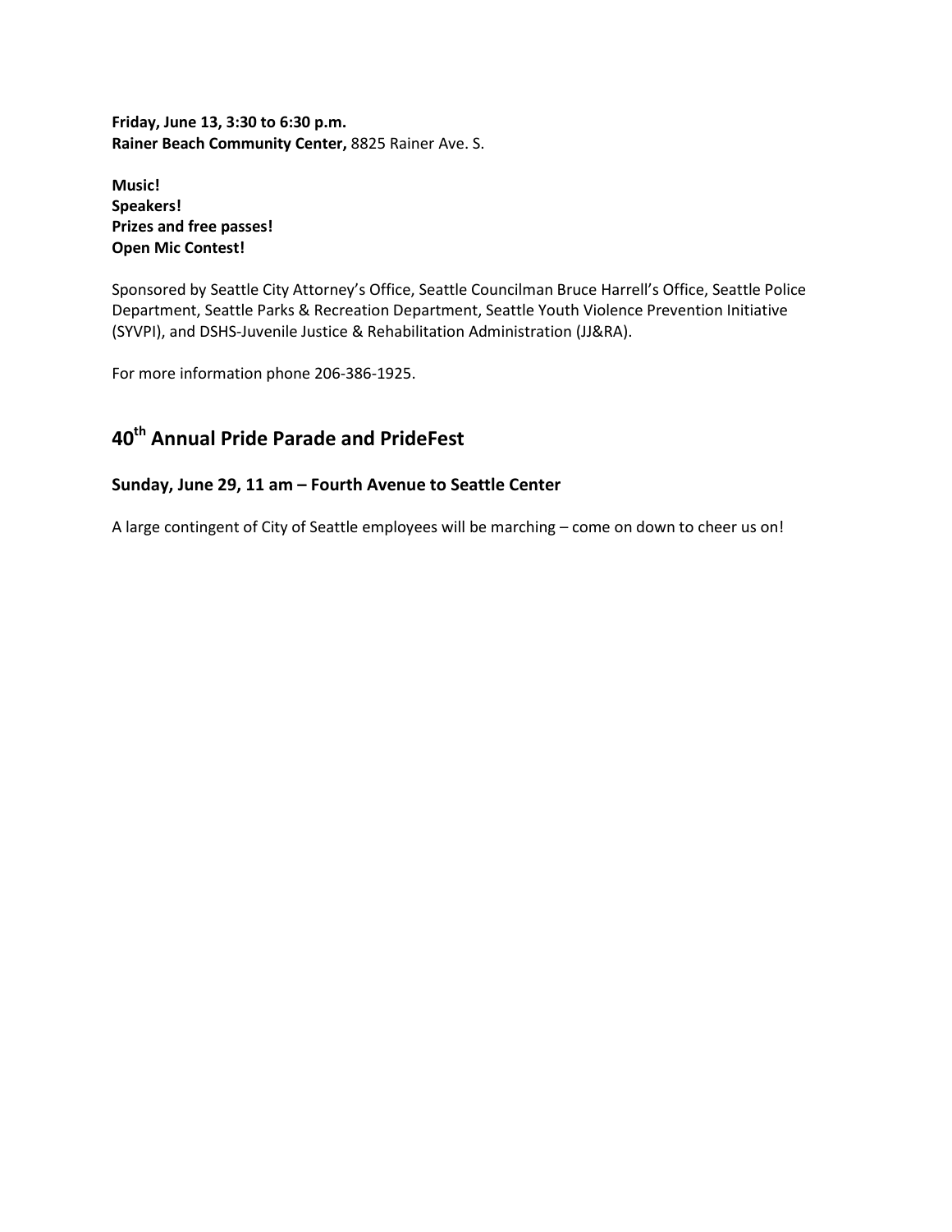**Friday, June 13, 3:30 to 6:30 p.m.**
**Rainer Beach Community Center,** 8825 Rainer Ave. S.

**Music!**
**Speakers!**
**Prizes and free passes!**
**Open Mic Contest!**

Sponsored by Seattle City Attorney's Office, Seattle Councilman Bruce Harrell's Office, Seattle Police Department, Seattle Parks & Recreation Department, Seattle Youth Violence Prevention Initiative (SYVPI), and DSHS-Juvenile Justice & Rehabilitation Administration (JJ&RA).

For more information phone 206-386-1925.

## 40th Annual Pride Parade and PrideFest

### Sunday, June 29, 11 am – Fourth Avenue to Seattle Center

A large contingent of City of Seattle employees will be marching – come on down to cheer us on!